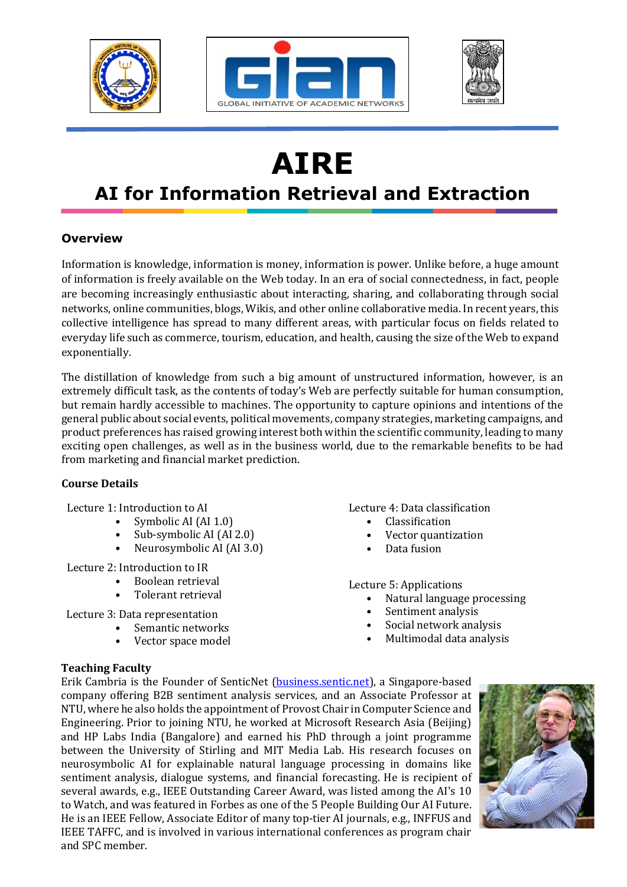# AIRE

## AI for Information Retrieval and Extraction

### Overview

Information is knowledge, information is money, information is power. Unlike before, a huge amount of information is freely available on the Web today. In an era of social connectedness, in fact, people are becoming increasingly enthusiastic about interacting, sharing, and collaborating through social networks, online communities, blogs, Wikis, and other online collaborative media. In recent years, this collective intelligence has spread to many different areas, with particular focus on fields related to everyday life such as commerce, tourism, education, and health, causing the size of the Web to expand exponentially.

The distillation of knowledge from such a big amount of unstructured information, however, is an extremely difficult task, as the contents of today's Web are perfectly suitable for human consumption, but remain hardly accessible to machines. The opportunity to capture opinions and intentions of the general public about social events, political movements, company strategies, marketing campaigns, and product preferences has raised growing interest both within the scientific community, leading to many exciting open challenges, as well as in the business world, due to the remarkable benefits to be had from marketing and financial market prediction.

**Course Details**

Lecture 1: Introduction to AI
- Symbolic AI (AI 1.0)
- Sub-symbolic AI (AI 2.0)
- Neurosymbolic AI (AI 3.0)

Lecture 2: Introduction to IR
- Boolean retrieval
- Tolerant retrieval

Lecture 3: Data representation
- Semantic networks
- Vector space model

Lecture 4: Data classification
- Classification
- Vector quantization
- Data fusion

Lecture 5: Applications
- Natural language processing
- Sentiment analysis
- Social network analysis
- Multimodal data analysis

**Teaching Faculty**

Erik Cambria is the Founder of SenticNet (business.sentic.net), a Singapore-based company offering B2B sentiment analysis services, and an Associate Professor at NTU, where he also holds the appointment of Provost Chair in Computer Science and Engineering. Prior to joining NTU, he worked at Microsoft Research Asia (Beijing) and HP Labs India (Bangalore) and earned his PhD through a joint programme between the University of Stirling and MIT Media Lab. His research focuses on neurosymbolic AI for explainable natural language processing in domains like sentiment analysis, dialogue systems, and financial forecasting. He is recipient of several awards, e.g., IEEE Outstanding Career Award, was listed among the AI's 10 to Watch, and was featured in Forbes as one of the 5 People Building Our AI Future. He is an IEEE Fellow, Associate Editor of many top-tier AI journals, e.g., INFFUS and IEEE TAFFC, and is involved in various international conferences as program chair and SPC member.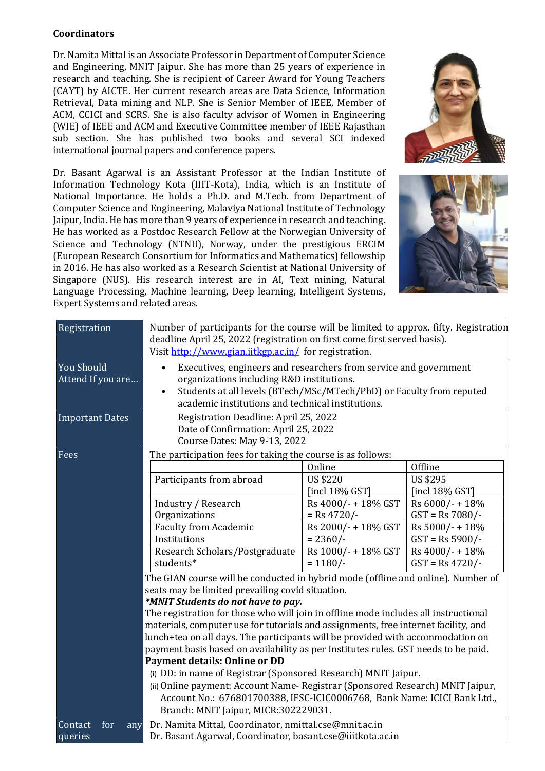## Coordinators

Dr. Namita Mittal is an Associate Professor in Department of Computer Science and Engineering, MNIT Jaipur. She has more than 25 years of experience in research and teaching. She is recipient of Career Award for Young Teachers (CAYT) by AICTE. Her current research areas are Data Science, Information Retrieval, Data mining and NLP. She is Senior Member of IEEE, Member of ACM, CCICI and SCRS. She is also faculty advisor of Women in Engineering (WIE) of IEEE and ACM and Executive Committee member of IEEE Rajasthan sub section. She has published two books and several SCI indexed international journal papers and conference papers.

Dr. Basant Agarwal is an Assistant Professor at the Indian Institute of Information Technology Kota (IIIT-Kota), India, which is an Institute of National Importance. He holds a Ph.D. and M.Tech. from Department of Computer Science and Engineering, Malaviya National Institute of Technology Jaipur, India. He has more than 9 years of experience in research and teaching. He has worked as a Postdoc Research Fellow at the Norwegian University of Science and Technology (NTNU), Norway, under the prestigious ERCIM (European Research Consortium for Informatics and Mathematics) fellowship in 2016. He has also worked as a Research Scientist at National University of Singapore (NUS). His research interest are in AI, Text mining, Natural Language Processing, Machine learning, Deep learning, Intelligent Systems, Expert Systems and related areas.

| | |
|---|---|
| Registration | Number of participants for the course will be limited to approx. fifty. Registration deadline April 25, 2022 (registration on first come first served basis). Visit http://www.gian.iitkgp.ac.in/ for registration. |
| You Should Attend If you are… | • Executives, engineers and researchers from service and government organizations including R&D institutions.<br>• Students at all levels (BTech/MSc/MTech/PhD) or Faculty from reputed academic institutions and technical institutions. |
| Important Dates | Registration Deadline: April 25, 2022<br>Date of Confirmation: April 25, 2022<br>Course Dates: May 9-13, 2022 |
| Fees | The participation fees for taking the course is as follows: (see fee table below) |
| | The GIAN course will be conducted in hybrid mode (offline and online). Number of seats may be limited prevailing covid situation.<br>***MNIT Students do not have to pay.***<br>The registration for those who will join in offline mode includes all instructional materials, computer use for tutorials and assignments, free internet facility, and lunch+tea on all days. The participants will be provided with accommodation on payment basis based on availability as per Institutes rules. GST needs to be paid.<br>**Payment details: Online or DD**<br>(i) DD: in name of Registrar (Sponsored Research) MNIT Jaipur.<br>(ii) Online payment: Account Name- Registrar (Sponsored Research) MNIT Jaipur, Account No.: 676801700388, IFSC-ICIC0006768, Bank Name: ICICI Bank Ltd., Branch: MNIT Jaipur, MICR:302229031. |
| Contact for any queries | Dr. Namita Mittal, Coordinator, nmittal.cse@mnit.ac.in<br>Dr. Basant Agarwal, Coordinator, basant.cse@iiitkota.ac.in |

| | Online | Offline |
|---|---|---|
| Participants from abroad | US $220 [incl 18% GST] | US $295 [incl 18% GST] |
| Industry / Research Organizations | Rs 4000/- + 18% GST = Rs 4720/- | Rs 6000/- + 18% GST = Rs 7080/- |
| Faculty from Academic Institutions | Rs 2000/- + 18% GST = 2360/- | Rs 5000/- + 18% GST = Rs 5900/- |
| Research Scholars/Postgraduate students* | Rs 1000/- + 18% GST = 1180/- | Rs 4000/- + 18% GST = Rs 4720/- |